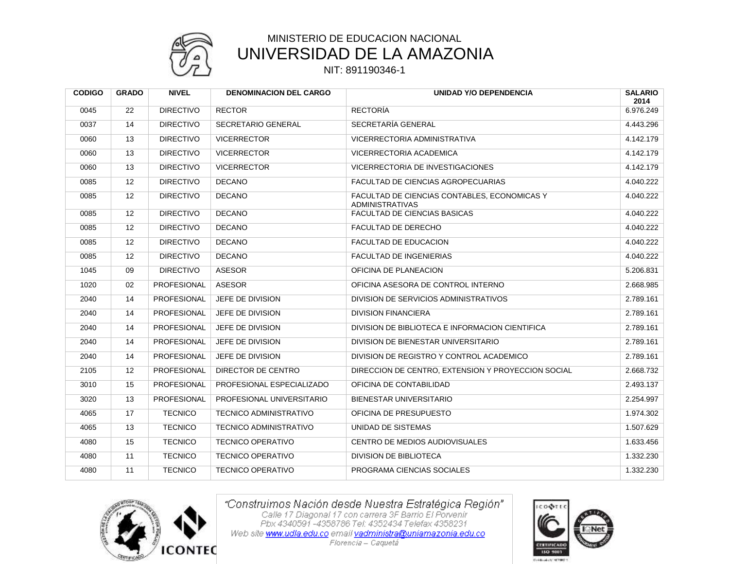# MINISTERIO DE EDUCACION NACIONAL

# UNIVERSIDAD DE LA AMAZONIA

NIT: 891190346-1

| CODIGO | GRADO | NIVEL | DENOMINACION DEL CARGO | UNIDAD Y/O DEPENDENCIA | SALARIO 2014 |
|---|---|---|---|---|---|
| 0045 | 22 | DIRECTIVO | RECTOR | RECTORÍA | 6.976.249 |
| 0037 | 14 | DIRECTIVO | SECRETARIO GENERAL | SECRETARÍA GENERAL | 4.443.296 |
| 0060 | 13 | DIRECTIVO | VICERRECTOR | VICERRECTORIA ADMINISTRATIVA | 4.142.179 |
| 0060 | 13 | DIRECTIVO | VICERRECTOR | VICERRECTORIA ACADEMICA | 4.142.179 |
| 0060 | 13 | DIRECTIVO | VICERRECTOR | VICERRECTORIA DE INVESTIGACIONES | 4.142.179 |
| 0085 | 12 | DIRECTIVO | DECANO | FACULTAD DE CIENCIAS AGROPECUARIAS | 4.040.222 |
| 0085 | 12 | DIRECTIVO | DECANO | FACULTAD DE CIENCIAS CONTABLES, ECONOMICAS Y ADMINISTRATIVAS | 4.040.222 |
| 0085 | 12 | DIRECTIVO | DECANO | FACULTAD DE CIENCIAS BASICAS | 4.040.222 |
| 0085 | 12 | DIRECTIVO | DECANO | FACULTAD DE DERECHO | 4.040.222 |
| 0085 | 12 | DIRECTIVO | DECANO | FACULTAD DE EDUCACION | 4.040.222 |
| 0085 | 12 | DIRECTIVO | DECANO | FACULTAD DE INGENIERIAS | 4.040.222 |
| 1045 | 09 | DIRECTIVO | ASESOR | OFICINA DE PLANEACION | 5.206.831 |
| 1020 | 02 | PROFESIONAL | ASESOR | OFICINA ASESORA DE CONTROL INTERNO | 2.668.985 |
| 2040 | 14 | PROFESIONAL | JEFE DE DIVISION | DIVISION DE SERVICIOS ADMINISTRATIVOS | 2.789.161 |
| 2040 | 14 | PROFESIONAL | JEFE DE DIVISION | DIVISION FINANCIERA | 2.789.161 |
| 2040 | 14 | PROFESIONAL | JEFE DE DIVISION | DIVISION DE BIBLIOTECA E INFORMACION CIENTIFICA | 2.789.161 |
| 2040 | 14 | PROFESIONAL | JEFE DE DIVISION | DIVISION DE BIENESTAR UNIVERSITARIO | 2.789.161 |
| 2040 | 14 | PROFESIONAL | JEFE DE DIVISION | DIVISION DE REGISTRO Y CONTROL ACADEMICO | 2.789.161 |
| 2105 | 12 | PROFESIONAL | DIRECTOR DE CENTRO | DIRECCION DE CENTRO, EXTENSION Y PROYECCION SOCIAL | 2.668.732 |
| 3010 | 15 | PROFESIONAL | PROFESIONAL ESPECIALIZADO | OFICINA DE CONTABILIDAD | 2.493.137 |
| 3020 | 13 | PROFESIONAL | PROFESIONAL UNIVERSITARIO | BIENESTAR UNIVERSITARIO | 2.254.997 |
| 4065 | 17 | TECNICO | TECNICO ADMINISTRATIVO | OFICINA DE PRESUPUESTO | 1.974.302 |
| 4065 | 13 | TECNICO | TECNICO ADMINISTRATIVO | UNIDAD DE SISTEMAS | 1.507.629 |
| 4080 | 15 | TECNICO | TECNICO OPERATIVO | CENTRO DE MEDIOS AUDIOVISUALES | 1.633.456 |
| 4080 | 11 | TECNICO | TECNICO OPERATIVO | DIVISION DE BIBLIOTECA | 1.332.230 |
| 4080 | 11 | TECNICO | TECNICO OPERATIVO | PROGRAMA CIENCIAS SOCIALES | 1.332.230 |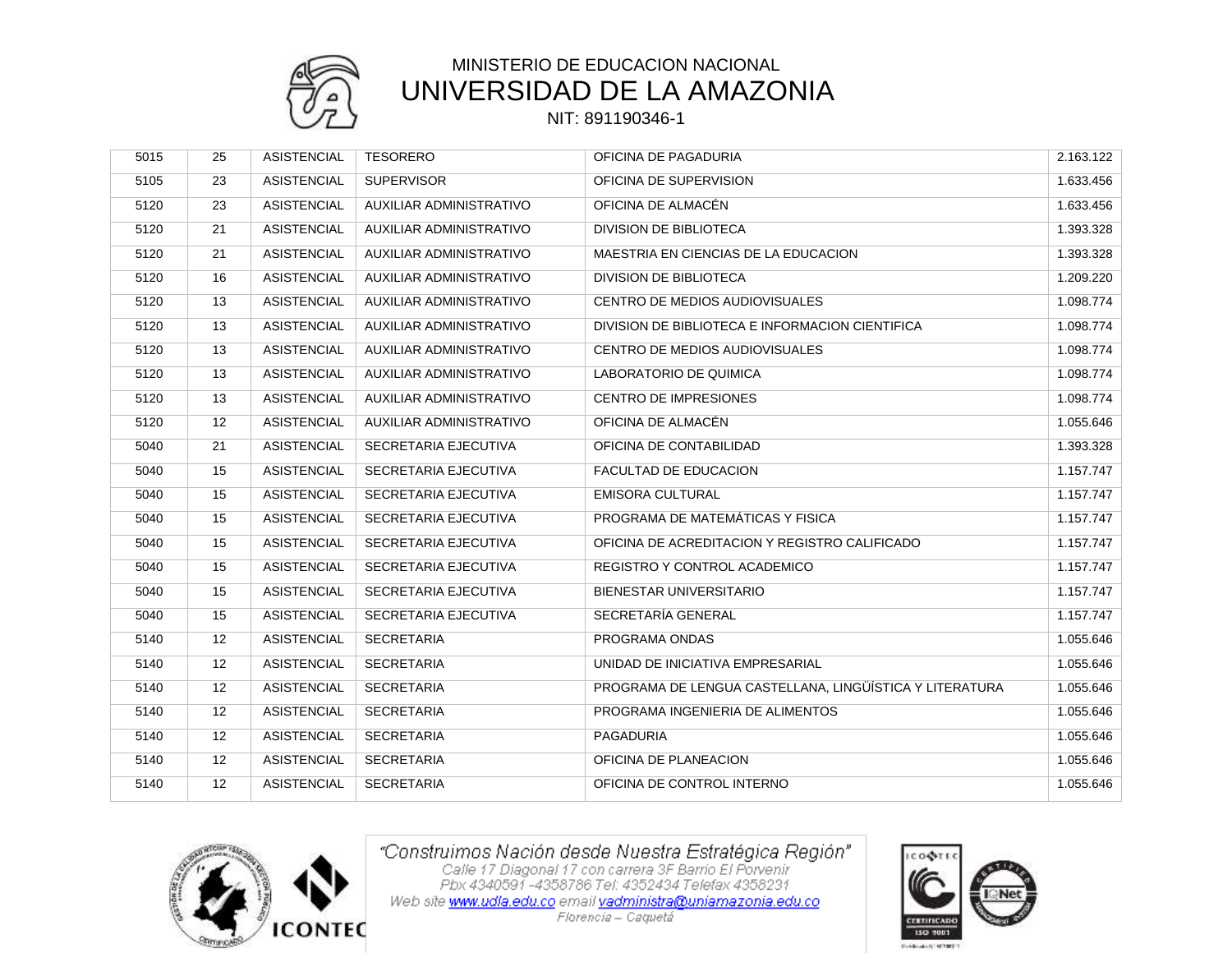| | | | | | |
|---|---|---|---|---|---|
| 5015 | 25 | ASISTENCIAL | TESORERO | OFICINA DE PAGADURIA | 2.163.122 |
| 5105 | 23 | ASISTENCIAL | SUPERVISOR | OFICINA DE SUPERVISION | 1.633.456 |
| 5120 | 23 | ASISTENCIAL | AUXILIAR ADMINISTRATIVO | OFICINA DE ALMACÉN | 1.633.456 |
| 5120 | 21 | ASISTENCIAL | AUXILIAR ADMINISTRATIVO | DIVISION DE BIBLIOTECA | 1.393.328 |
| 5120 | 21 | ASISTENCIAL | AUXILIAR ADMINISTRATIVO | MAESTRIA EN CIENCIAS DE LA EDUCACION | 1.393.328 |
| 5120 | 16 | ASISTENCIAL | AUXILIAR ADMINISTRATIVO | DIVISION DE BIBLIOTECA | 1.209.220 |
| 5120 | 13 | ASISTENCIAL | AUXILIAR ADMINISTRATIVO | CENTRO DE MEDIOS AUDIOVISUALES | 1.098.774 |
| 5120 | 13 | ASISTENCIAL | AUXILIAR ADMINISTRATIVO | DIVISION DE BIBLIOTECA E INFORMACION CIENTIFICA | 1.098.774 |
| 5120 | 13 | ASISTENCIAL | AUXILIAR ADMINISTRATIVO | CENTRO DE MEDIOS AUDIOVISUALES | 1.098.774 |
| 5120 | 13 | ASISTENCIAL | AUXILIAR ADMINISTRATIVO | LABORATORIO DE QUIMICA | 1.098.774 |
| 5120 | 13 | ASISTENCIAL | AUXILIAR ADMINISTRATIVO | CENTRO DE IMPRESIONES | 1.098.774 |
| 5120 | 12 | ASISTENCIAL | AUXILIAR ADMINISTRATIVO | OFICINA DE ALMACÉN | 1.055.646 |
| 5040 | 21 | ASISTENCIAL | SECRETARIA EJECUTIVA | OFICINA DE CONTABILIDAD | 1.393.328 |
| 5040 | 15 | ASISTENCIAL | SECRETARIA EJECUTIVA | FACULTAD DE EDUCACION | 1.157.747 |
| 5040 | 15 | ASISTENCIAL | SECRETARIA EJECUTIVA | EMISORA CULTURAL | 1.157.747 |
| 5040 | 15 | ASISTENCIAL | SECRETARIA EJECUTIVA | PROGRAMA DE MATEMÁTICAS Y FISICA | 1.157.747 |
| 5040 | 15 | ASISTENCIAL | SECRETARIA EJECUTIVA | OFICINA DE ACREDITACION Y REGISTRO CALIFICADO | 1.157.747 |
| 5040 | 15 | ASISTENCIAL | SECRETARIA EJECUTIVA | REGISTRO Y CONTROL ACADEMICO | 1.157.747 |
| 5040 | 15 | ASISTENCIAL | SECRETARIA EJECUTIVA | BIENESTAR UNIVERSITARIO | 1.157.747 |
| 5040 | 15 | ASISTENCIAL | SECRETARIA EJECUTIVA | SECRETARÍA GENERAL | 1.157.747 |
| 5140 | 12 | ASISTENCIAL | SECRETARIA | PROGRAMA ONDAS | 1.055.646 |
| 5140 | 12 | ASISTENCIAL | SECRETARIA | UNIDAD DE INICIATIVA EMPRESARIAL | 1.055.646 |
| 5140 | 12 | ASISTENCIAL | SECRETARIA | PROGRAMA DE LENGUA CASTELLANA, LINGÜÍSTICA Y LITERATURA | 1.055.646 |
| 5140 | 12 | ASISTENCIAL | SECRETARIA | PROGRAMA INGENIERIA DE ALIMENTOS | 1.055.646 |
| 5140 | 12 | ASISTENCIAL | SECRETARIA | PAGADURIA | 1.055.646 |
| 5140 | 12 | ASISTENCIAL | SECRETARIA | OFICINA DE PLANEACION | 1.055.646 |
| 5140 | 12 | ASISTENCIAL | SECRETARIA | OFICINA DE CONTROL INTERNO | 1.055.646 |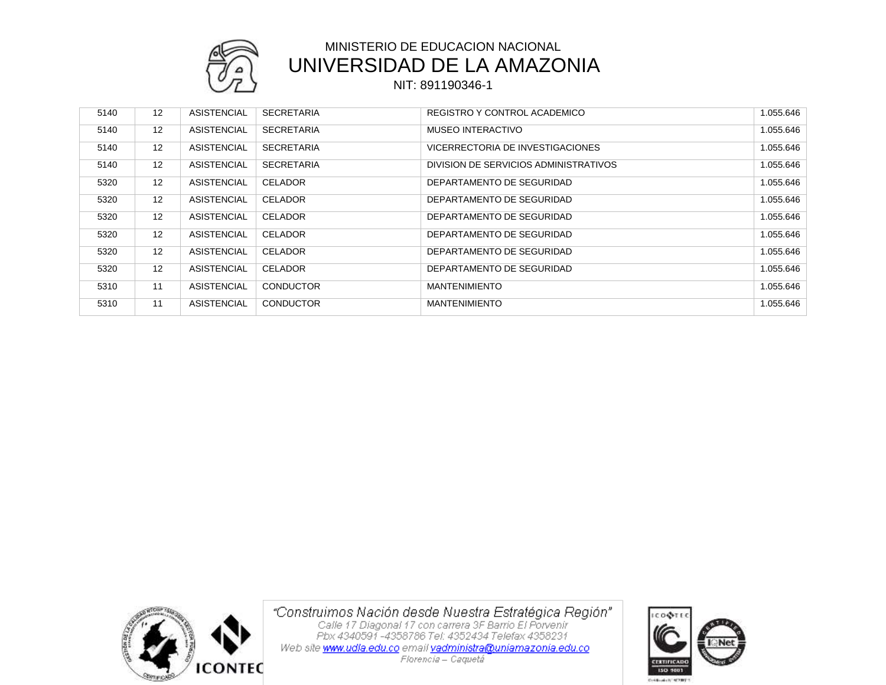| | | | | | |
|---|---|---|---|---|---|
| 5140 | 12 | ASISTENCIAL | SECRETARIA | REGISTRO Y CONTROL ACADEMICO | 1.055.646 |
| 5140 | 12 | ASISTENCIAL | SECRETARIA | MUSEO INTERACTIVO | 1.055.646 |
| 5140 | 12 | ASISTENCIAL | SECRETARIA | VICERRECTORIA DE INVESTIGACIONES | 1.055.646 |
| 5140 | 12 | ASISTENCIAL | SECRETARIA | DIVISION DE SERVICIOS ADMINISTRATIVOS | 1.055.646 |
| 5320 | 12 | ASISTENCIAL | CELADOR | DEPARTAMENTO DE SEGURIDAD | 1.055.646 |
| 5320 | 12 | ASISTENCIAL | CELADOR | DEPARTAMENTO DE SEGURIDAD | 1.055.646 |
| 5320 | 12 | ASISTENCIAL | CELADOR | DEPARTAMENTO DE SEGURIDAD | 1.055.646 |
| 5320 | 12 | ASISTENCIAL | CELADOR | DEPARTAMENTO DE SEGURIDAD | 1.055.646 |
| 5320 | 12 | ASISTENCIAL | CELADOR | DEPARTAMENTO DE SEGURIDAD | 1.055.646 |
| 5320 | 12 | ASISTENCIAL | CELADOR | DEPARTAMENTO DE SEGURIDAD | 1.055.646 |
| 5310 | 11 | ASISTENCIAL | CONDUCTOR | MANTENIMIENTO | 1.055.646 |
| 5310 | 11 | ASISTENCIAL | CONDUCTOR | MANTENIMIENTO | 1.055.646 |